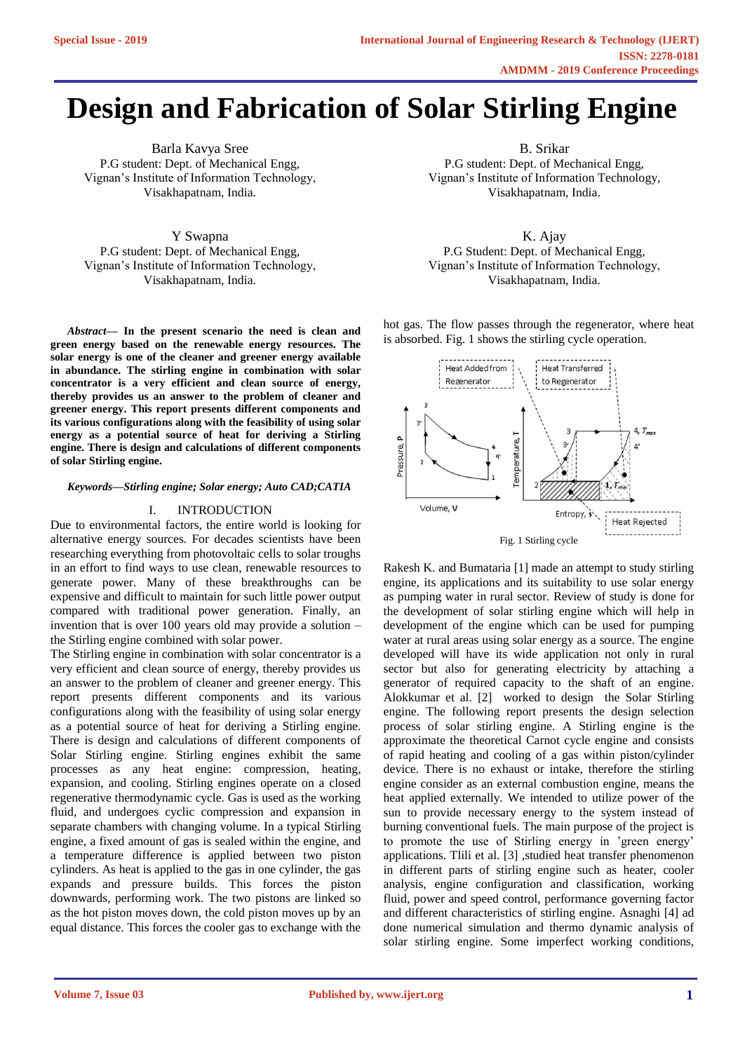# Design and Fabrication of Solar Stirling Engine

Barla Kavya Sree
P.G student: Dept. of Mechanical Engg,
Vignan's Institute of Information Technology,
Visakhapatnam, India.

B. Srikar
P.G student: Dept. of Mechanical Engg,
Vignan's Institute of Information Technology,
Visakhapatnam, India.

Y Swapna
P.G student: Dept. of Mechanical Engg,
Vignan's Institute of Information Technology,
Visakhapatnam, India.

K. Ajay
P.G Student: Dept. of Mechanical Engg,
Vignan's Institute of Information Technology,
Visakhapatnam, India.

***Abstract*— In the present scenario the need is clean and green energy based on the renewable energy resources. The solar energy is one of the cleaner and greener energy available in abundance. The stirling engine in combination with solar concentrator is a very efficient and clean source of energy, thereby provides us an answer to the problem of cleaner and greener energy. This report presents different components and its various configurations along with the feasibility of using solar energy as a potential source of heat for deriving a Stirling engine. There is design and calculations of different components of solar Stirling engine.**

***Keywords—Stirling engine; Solar energy; Auto CAD;CATIA***

## I. INTRODUCTION

Due to environmental factors, the entire world is looking for alternative energy sources. For decades scientists have been researching everything from photovoltaic cells to solar troughs in an effort to find ways to use clean, renewable resources to generate power. Many of these breakthroughs can be expensive and difficult to maintain for such little power output compared with traditional power generation. Finally, an invention that is over 100 years old may provide a solution – the Stirling engine combined with solar power.

The Stirling engine in combination with solar concentrator is a very efficient and clean source of energy, thereby provides us an answer to the problem of cleaner and greener energy. This report presents different components and its various configurations along with the feasibility of using solar energy as a potential source of heat for deriving a Stirling engine. There is design and calculations of different components of Solar Stirling engine. Stirling engines exhibit the same processes as any heat engine: compression, heating, expansion, and cooling. Stirling engines operate on a closed regenerative thermodynamic cycle. Gas is used as the working fluid, and undergoes cyclic compression and expansion in separate chambers with changing volume. In a typical Stirling engine, a fixed amount of gas is sealed within the engine, and a temperature difference is applied between two piston cylinders. As heat is applied to the gas in one cylinder, the gas expands and pressure builds. This forces the piston downwards, performing work. The two pistons are linked so as the hot piston moves down, the cold piston moves up by an equal distance. This forces the cooler gas to exchange with the hot gas. The flow passes through the regenerator, where heat is absorbed. Fig. 1 shows the stirling cycle operation.

Fig. 1 Stirling cycle

Rakesh K. and Bumataria [1] made an attempt to study stirling engine, its applications and its suitability to use solar energy as pumping water in rural sector. Review of study is done for the development of solar stirling engine which will help in development of the engine which can be used for pumping water at rural areas using solar energy as a source. The engine developed will have its wide application not only in rural sector but also for generating electricity by attaching a generator of required capacity to the shaft of an engine. Alokkumar et al. [2] worked to design the Solar Stirling engine. The following report presents the design selection process of solar stirling engine. A Stirling engine is the approximate the theoretical Carnot cycle engine and consists of rapid heating and cooling of a gas within piston/cylinder device. There is no exhaust or intake, therefore the stirling engine consider as an external combustion engine, means the heat applied externally. We intended to utilize power of the sun to provide necessary energy to the system instead of burning conventional fuels. The main purpose of the project is to promote the use of Stirling energy in 'green energy' applications. Tlili et al. [3] ,studied heat transfer phenomenon in different parts of stirling engine such as heater, cooler analysis, engine configuration and classification, working fluid, power and speed control, performance governing factor and different characteristics of stirling engine. Asnaghi [4] ad done numerical simulation and thermo dynamic analysis of solar stirling engine. Some imperfect working conditions,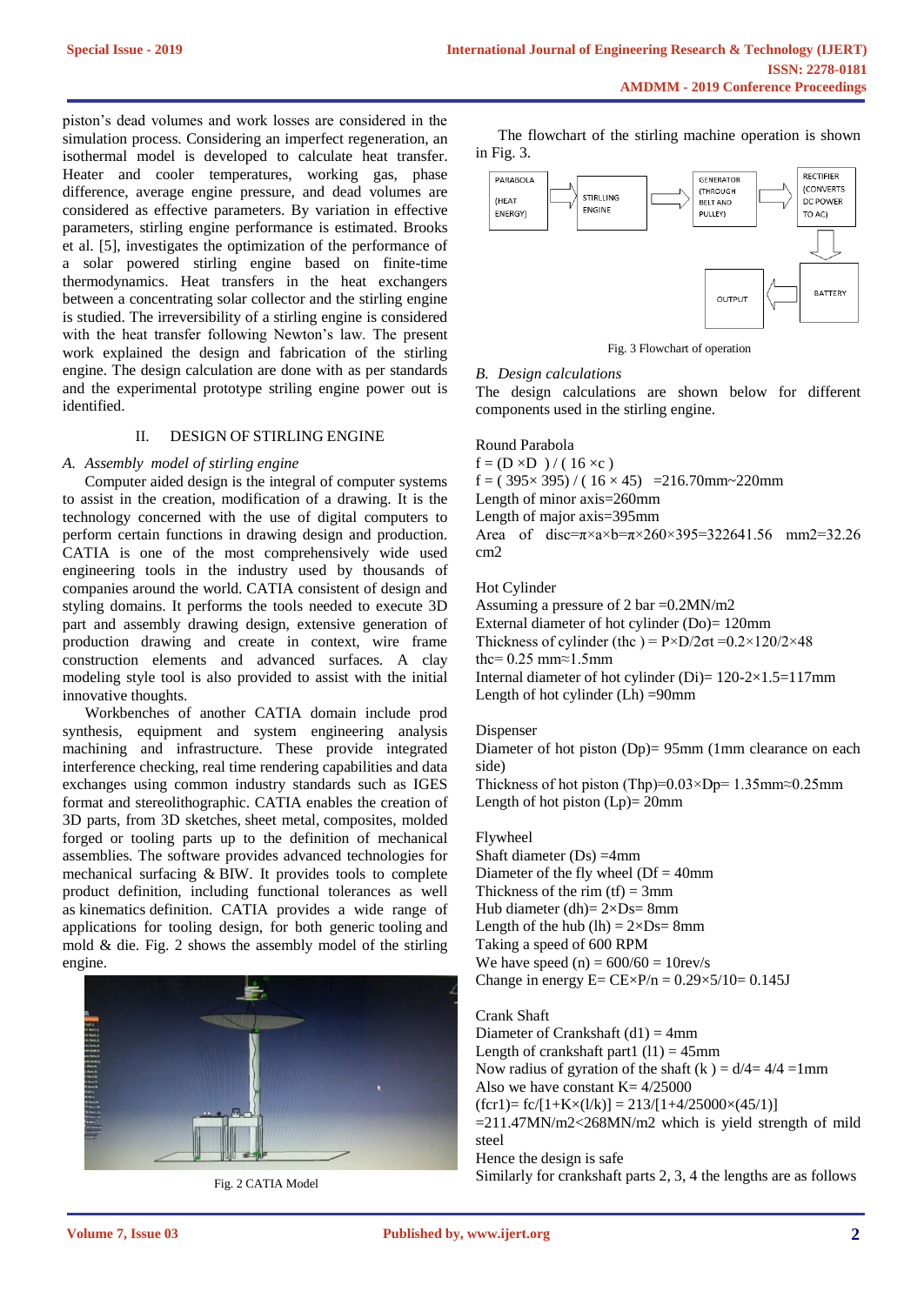piston's dead volumes and work losses are considered in the simulation process. Considering an imperfect regeneration, an isothermal model is developed to calculate heat transfer. Heater and cooler temperatures, working gas, phase difference, average engine pressure, and dead volumes are considered as effective parameters. By variation in effective parameters, stirling engine performance is estimated. Brooks et al. [5], investigates the optimization of the performance of a solar powered stirling engine based on finite-time thermodynamics. Heat transfers in the heat exchangers between a concentrating solar collector and the stirling engine is studied. The irreversibility of a stirling engine is considered with the heat transfer following Newton's law. The present work explained the design and fabrication of the stirling engine. The design calculation are done with as per standards and the experimental prototype striling engine power out is identified.

## II. DESIGN OF STIRLING ENGINE

### *A. Assembly model of stirling engine*

Computer aided design is the integral of computer systems to assist in the creation, modification of a drawing. It is the technology concerned with the use of digital computers to perform certain functions in drawing design and production. CATIA is one of the most comprehensively wide used engineering tools in the industry used by thousands of companies around the world. CATIA consistent of design and styling domains. It performs the tools needed to execute 3D part and assembly drawing design, extensive generation of production drawing and create in context, wire frame construction elements and advanced surfaces. A clay modeling style tool is also provided to assist with the initial innovative thoughts.

Workbenches of another CATIA domain include prod synthesis, equipment and system engineering analysis machining and infrastructure. These provide integrated interference checking, real time rendering capabilities and data exchanges using common industry standards such as IGES format and stereolithographic. CATIA enables the creation of 3D parts, from 3D sketches, sheet metal, composites, molded forged or tooling parts up to the definition of mechanical assemblies. The software provides advanced technologies for mechanical surfacing & BIW. It provides tools to complete product definition, including functional tolerances as well as kinematics definition. CATIA provides a wide range of applications for tooling design, for both generic tooling and mold & die. Fig. 2 shows the assembly model of the stirling engine.

Fig. 2 CATIA Model

The flowchart of the stirling machine operation is shown in Fig. 3.

PARABOLA (HEAT ENERGY) → STIRLLING ENGINE → GENERATOR (THROUGH BELT AND PULLEY) → RECTIFIER (CONVERTS DC POWER TO AC) → BATTERY → OUTPUT

Fig. 3 Flowchart of operation

### *B. Design calculations*

The design calculations are shown below for different components used in the stirling engine.

Round Parabola

$f = (D \times D) / (16 \times c)$

$f = (395 \times 395) / (16 \times 45) = 216.70\text{mm} \sim 220\text{mm}$

Length of minor axis=260mm

Length of major axis=395mm

Area of disc=$\pi \times a \times b = \pi \times 260 \times 395 = 322641.56$ mm2=32.26 cm2

Hot Cylinder

Assuming a pressure of 2 bar =0.2MN/m2

External diameter of hot cylinder ($D_o$)= 120mm

Thickness of cylinder ($t_{hc}$) = $P \times D / 2\sigma t = 0.2 \times 120 / 2 \times 48$

$t_{hc}$= 0.25 mm≈1.5mm

Internal diameter of hot cylinder ($D_i$)= 120-2×1.5=117mm

Length of hot cylinder ($L_h$) =90mm

Dispenser

Diameter of hot piston ($D_p$)= 95mm (1mm clearance on each side)

Thickness of hot piston ($T_{hp}$)=0.03×Dp= 1.35mm≈0.25mm

Length of hot piston ($L_p$)= 20mm

Flywheel

Shaft diameter ($D_s$) =4mm

Diameter of the fly wheel ($D_f$ = 40mm

Thickness of the rim ($t_f$) = 3mm

Hub diameter ($d_h$)= 2×Ds= 8mm

Length of the hub ($l_h$) = 2×Ds= 8mm

Taking a speed of 600 RPM

We have speed (n) = 600/60 = 10rev/s

Change in energy E= CE×P/n = 0.29×5/10= 0.145J

Crank Shaft

Diameter of Crankshaft ($d_1$) = 4mm

Length of crankshaft part1 ($l_1$) = 45mm

Now radius of gyration of the shaft (k ) = d/4= 4/4 =1mm

Also we have constant K= 4/25000

$(f_{cr1}) = f_c / [1 + K \times (l/k)] = 213 / [1 + 4/25000 \times (45/1)]$

=211.47MN/m2<268MN/m2 which is yield strength of mild steel

Hence the design is safe

Similarly for crankshaft parts 2, 3, 4 the lengths are as follows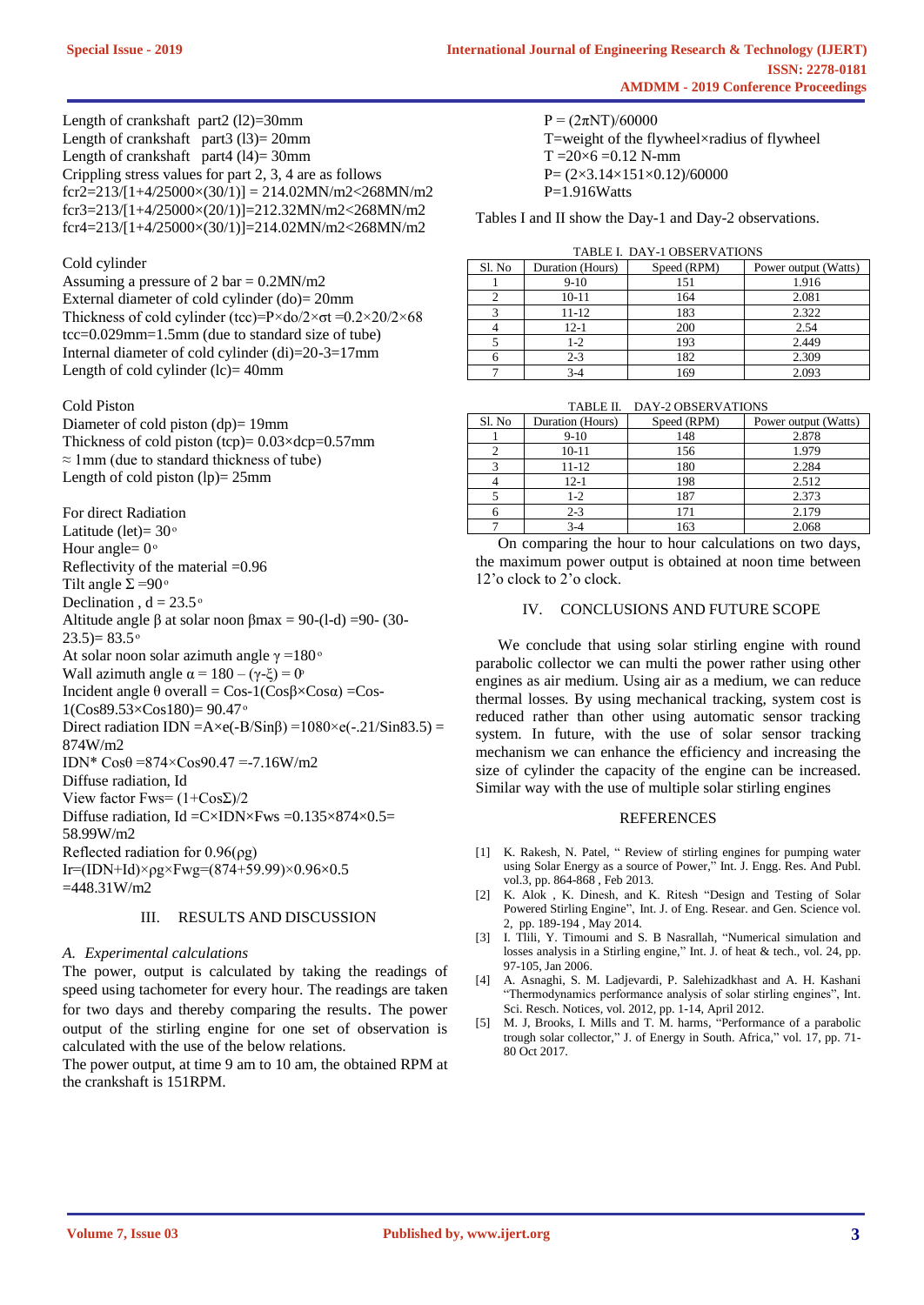Length of crankshaft part2 ($l_2$)=30mm
Length of crankshaft part3 ($l_3$)= 20mm
Length of crankshaft part4 ($l_4$)= 30mm
Crippling stress values for part 2, 3, 4 are as follows
$f_{cr2}$=213/[1+4/25000×(30/1)] = 214.02MN/m2<268MN/m2
$f_{cr3}$=213/[1+4/25000×(20/1)]=212.32MN/m2<268MN/m2
$f_{cr4}$=213/[1+4/25000×(30/1)]=214.02MN/m2<268MN/m2

Cold cylinder
Assuming a pressure of 2 bar = 0.2MN/m2
External diameter of cold cylinder (do)= 20mm
Thickness of cold cylinder (tcc)=P×do/2×σt =0.2×20/2×68
tcc=0.029mm=1.5mm (due to standard size of tube)
Internal diameter of cold cylinder (di)=20-3=17mm
Length of cold cylinder (lc)= 40mm

Cold Piston
Diameter of cold piston (dp)= 19mm
Thickness of cold piston (tcp)= 0.03×dcp=0.57mm
≈ 1mm (due to standard thickness of tube)
Length of cold piston (lp)= 25mm

For direct Radiation
Latitude (let)= 30°
Hour angle= 0°
Reflectivity of the material =0.96
Tilt angle Σ =90°
Declination , d = 23.5°
Altitude angle β at solar noon βmax = 90-(l-d) =90- (30-23.5)= 83.5°
At solar noon solar azimuth angle γ =180°
Wall azimuth angle α = 180 – (γ-ξ) = 0°
Incident angle θ overall = Cos-1(Cosβ×Cosα) =Cos-1(Cos89.53×Cos180)= 90.47°
Direct radiation IDN =A×e(-B/Sinβ) =1080×e(-.21/Sin83.5) = 874W/m2
IDN* Cosθ =874×Cos90.47 =-7.16W/m2
Diffuse radiation, Id
View factor Fws= (1+CosΣ)/2
Diffuse radiation, Id =C×IDN×Fws =0.135×874×0.5= 58.99W/m2
Reflected radiation for 0.96(ρg)
Ir=(IDN+Id)×ρg×Fwg=(874+59.99)×0.96×0.5 =448.31W/m2

## III. RESULTS AND DISCUSSION

### *A. Experimental calculations*

The power, output is calculated by taking the readings of speed using tachometer for every hour. The readings are taken for two days and thereby comparing the results. The power output of the stirling engine for one set of observation is calculated with the use of the below relations.

The power output, at time 9 am to 10 am, the obtained RPM at the crankshaft is 151RPM.

P = (2πNT)/60000
T=weight of the flywheel×radius of flywheel
T =20×6 =0.12 N-mm
P= (2×3.14×151×0.12)/60000
P=1.916Watts

Tables I and II show the Day-1 and Day-2 observations.

TABLE I. DAY-1 OBSERVATIONS

| Sl. No | Duration (Hours) | Speed (RPM) | Power output (Watts) |
|---|---|---|---|
| 1 | 9-10 | 151 | 1.916 |
| 2 | 10-11 | 164 | 2.081 |
| 3 | 11-12 | 183 | 2.322 |
| 4 | 12-1 | 200 | 2.54 |
| 5 | 1-2 | 193 | 2.449 |
| 6 | 2-3 | 182 | 2.309 |
| 7 | 3-4 | 169 | 2.093 |

TABLE II. DAY-2 OBSERVATIONS

| Sl. No | Duration (Hours) | Speed (RPM) | Power output (Watts) |
|---|---|---|---|
| 1 | 9-10 | 148 | 2.878 |
| 2 | 10-11 | 156 | 1.979 |
| 3 | 11-12 | 180 | 2.284 |
| 4 | 12-1 | 198 | 2.512 |
| 5 | 1-2 | 187 | 2.373 |
| 6 | 2-3 | 171 | 2.179 |
| 7 | 3-4 | 163 | 2.068 |

On comparing the hour to hour calculations on two days, the maximum power output is obtained at noon time between 12'o clock to 2'o clock.

## IV. CONCLUSIONS AND FUTURE SCOPE

We conclude that using solar stirling engine with round parabolic collector we can multi the power rather using other engines as air medium. Using air as a medium, we can reduce thermal losses. By using mechanical tracking, system cost is reduced rather than other using automatic sensor tracking system. In future, with the use of solar sensor tracking mechanism we can enhance the efficiency and increasing the size of cylinder the capacity of the engine can be increased. Similar way with the use of multiple solar stirling engines

## REFERENCES

[1] K. Rakesh, N. Patel, " Review of stirling engines for pumping water using Solar Energy as a source of Power," Int. J. Engg. Res. And Publ. vol.3, pp. 864-868 , Feb 2013.

[2] K. Alok , K. Dinesh, and K. Ritesh "Design and Testing of Solar Powered Stirling Engine", Int. J. of Eng. Resear. and Gen. Science vol. 2, pp. 189-194 , May 2014.

[3] I. Tlili, Y. Timoumi and S. B Nasrallah, "Numerical simulation and losses analysis in a Stirling engine," Int. J. of heat & fluid flow, vol. 24, pp. 97-105, Jan 2006.

[4] A. Asnaghi, S. M. Ladjevardi, P. Salehizadkhast and A. H. Kashani "Thermodynamics performance analysis of solar stirling engines", Int. Sci. Resch. Notices, vol. 2012, pp. 1-14, April 2012.

[5] M. J, Brooks, I. Mills and T. M. harms, "Performance of a parabolic trough solar collector," J. of Energy in South. Africa," vol. 17, pp. 71-80 Oct 2017.